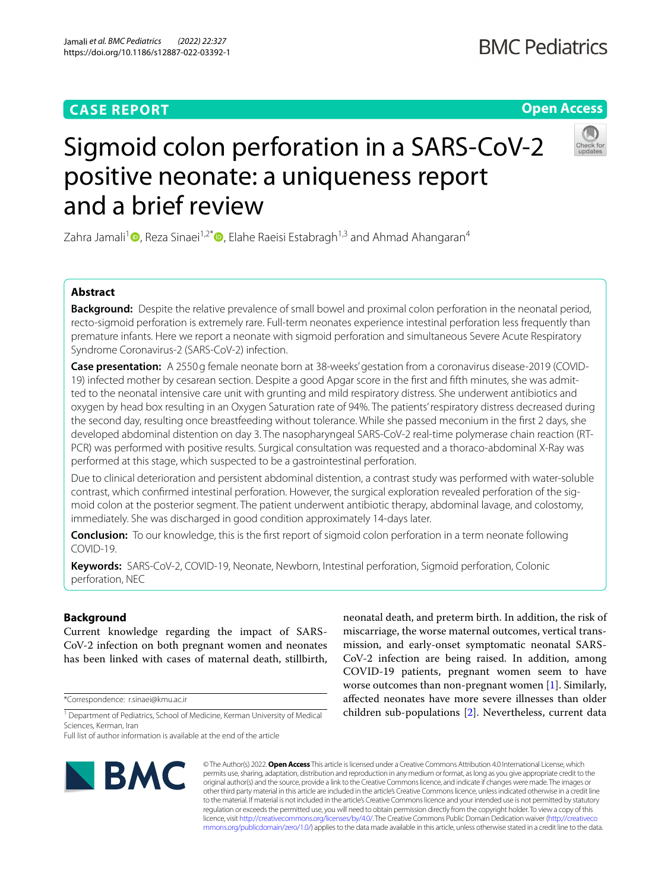CASE REPORT

Open Access

# Sigmoid colon perforation in a SARS-CoV-2 positive neonate: a uniqueness report and a brief review

Zahra Jamali[1], Reza Sinaei[1,2*], Elahe Raeisi Estabragh[1,3] and Ahmad Ahangaran[4]

## Abstract

**Background:** Despite the relative prevalence of small bowel and proximal colon perforation in the neonatal period, recto-sigmoid perforation is extremely rare. Full-term neonates experience intestinal perforation less frequently than premature infants. Here we report a neonate with sigmoid perforation and simultaneous Severe Acute Respiratory Syndrome Coronavirus-2 (SARS-CoV-2) infection.

**Case presentation:** A 2550 g female neonate born at 38-weeks' gestation from a coronavirus disease-2019 (COVID-19) infected mother by cesarean section. Despite a good Apgar score in the first and fifth minutes, she was admitted to the neonatal intensive care unit with grunting and mild respiratory distress. She underwent antibiotics and oxygen by head box resulting in an Oxygen Saturation rate of 94%. The patients' respiratory distress decreased during the second day, resulting once breastfeeding without tolerance. While she passed meconium in the first 2 days, she developed abdominal distention on day 3. The nasopharyngeal SARS-CoV-2 real-time polymerase chain reaction (RT-PCR) was performed with positive results. Surgical consultation was requested and a thoraco-abdominal X-Ray was performed at this stage, which suspected to be a gastrointestinal perforation.

Due to clinical deterioration and persistent abdominal distention, a contrast study was performed with water-soluble contrast, which confirmed intestinal perforation. However, the surgical exploration revealed perforation of the sigmoid colon at the posterior segment. The patient underwent antibiotic therapy, abdominal lavage, and colostomy, immediately. She was discharged in good condition approximately 14-days later.

**Conclusion:** To our knowledge, this is the first report of sigmoid colon perforation in a term neonate following COVID-19.

**Keywords:** SARS-CoV-2, COVID-19, Neonate, Newborn, Intestinal perforation, Sigmoid perforation, Colonic perforation, NEC

## Background

Current knowledge regarding the impact of SARS-CoV-2 infection on both pregnant women and neonates has been linked with cases of maternal death, stillbirth, neonatal death, and preterm birth. In addition, the risk of miscarriage, the worse maternal outcomes, vertical transmission, and early-onset symptomatic neonatal SARS-CoV-2 infection are being raised. In addition, among COVID-19 patients, pregnant women seem to have worse outcomes than non-pregnant women [1]. Similarly, affected neonates have more severe illnesses than older children sub-populations [2]. Nevertheless, current data

*Correspondence: r.sinaei@kmu.ac.ir

[1] Department of Pediatrics, School of Medicine, Kerman University of Medical Sciences, Kerman, Iran

Full list of author information is available at the end of the article

© The Author(s) 2022. **Open Access** This article is licensed under a Creative Commons Attribution 4.0 International License, which permits use, sharing, adaptation, distribution and reproduction in any medium or format, as long as you give appropriate credit to the original author(s) and the source, provide a link to the Creative Commons licence, and indicate if changes were made. The images or other third party material in this article are included in the article's Creative Commons licence, unless indicated otherwise in a credit line to the material. If material is not included in the article's Creative Commons licence and your intended use is not permitted by statutory regulation or exceeds the permitted use, you will need to obtain permission directly from the copyright holder. To view a copy of this licence, visit http://creativecommons.org/licenses/by/4.0/. The Creative Commons Public Domain Dedication waiver (http://creativecommons.org/publicdomain/zero/1.0/) applies to the data made available in this article, unless otherwise stated in a credit line to the data.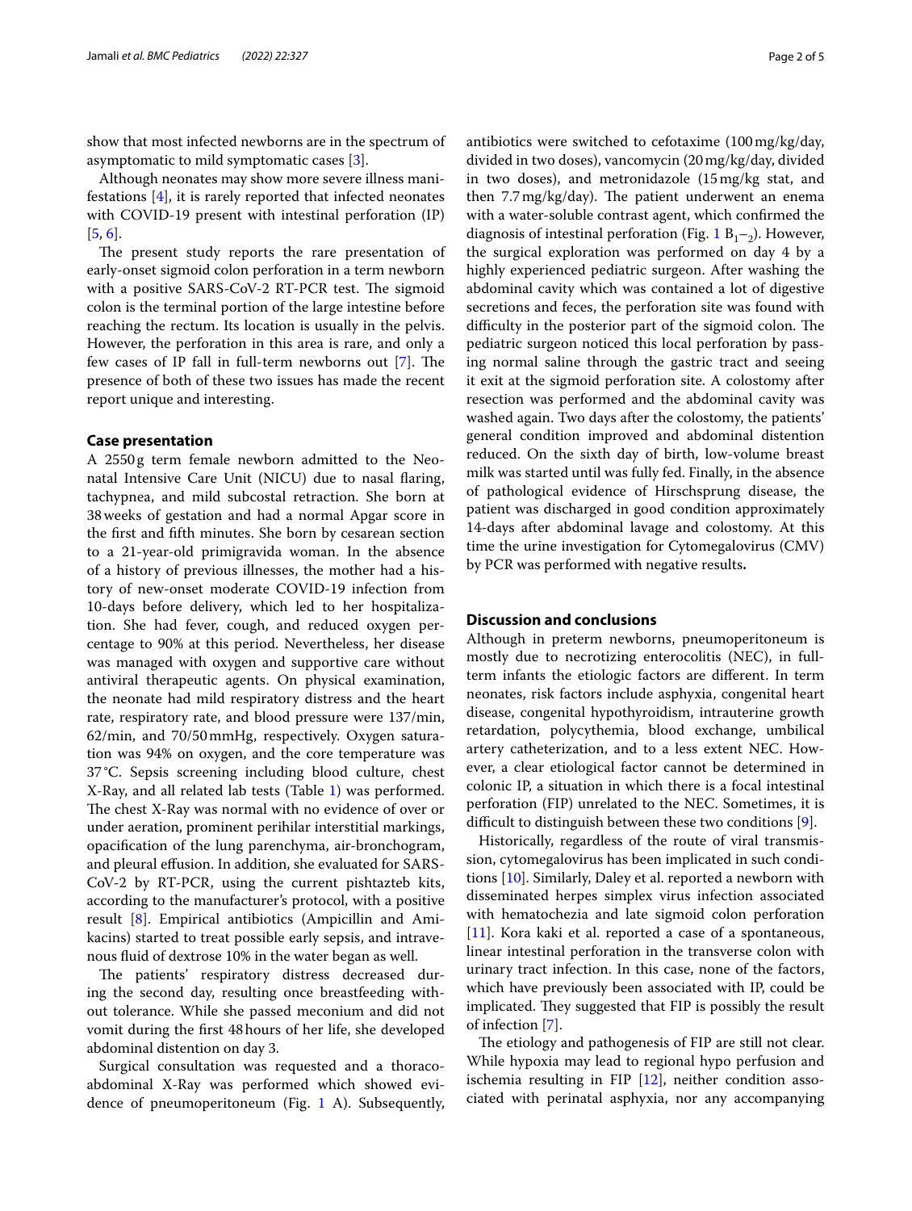show that most infected newborns are in the spectrum of asymptomatic to mild symptomatic cases [3].

Although neonates may show more severe illness manifestations [4], it is rarely reported that infected neonates with COVID-19 present with intestinal perforation (IP) [5, 6].

The present study reports the rare presentation of early-onset sigmoid colon perforation in a term newborn with a positive SARS-CoV-2 RT-PCR test. The sigmoid colon is the terminal portion of the large intestine before reaching the rectum. Its location is usually in the pelvis. However, the perforation in this area is rare, and only a few cases of IP fall in full-term newborns out [7]. The presence of both of these two issues has made the recent report unique and interesting.

## Case presentation

A 2550 g term female newborn admitted to the Neonatal Intensive Care Unit (NICU) due to nasal flaring, tachypnea, and mild subcostal retraction. She born at 38 weeks of gestation and had a normal Apgar score in the first and fifth minutes. She born by cesarean section to a 21-year-old primigravida woman. In the absence of a history of previous illnesses, the mother had a history of new-onset moderate COVID-19 infection from 10-days before delivery, which led to her hospitalization. She had fever, cough, and reduced oxygen percentage to 90% at this period. Nevertheless, her disease was managed with oxygen and supportive care without antiviral therapeutic agents. On physical examination, the neonate had mild respiratory distress and the heart rate, respiratory rate, and blood pressure were 137/min, 62/min, and 70/50 mmHg, respectively. Oxygen saturation was 94% on oxygen, and the core temperature was 37 °C. Sepsis screening including blood culture, chest X-Ray, and all related lab tests (Table 1) was performed. The chest X-Ray was normal with no evidence of over or under aeration, prominent perihilar interstitial markings, opacification of the lung parenchyma, air-bronchogram, and pleural effusion. In addition, she evaluated for SARS-CoV-2 by RT-PCR, using the current pishtazteb kits, according to the manufacturer's protocol, with a positive result [8]. Empirical antibiotics (Ampicillin and Amikacins) started to treat possible early sepsis, and intravenous fluid of dextrose 10% in the water began as well.

The patients' respiratory distress decreased during the second day, resulting once breastfeeding without tolerance. While she passed meconium and did not vomit during the first 48 hours of her life, she developed abdominal distention on day 3.

Surgical consultation was requested and a thoraco-abdominal X-Ray was performed which showed evidence of pneumoperitoneum (Fig. 1 A). Subsequently, antibiotics were switched to cefotaxime (100 mg/kg/day, divided in two doses), vancomycin (20 mg/kg/day, divided in two doses), and metronidazole (15 mg/kg stat, and then 7.7 mg/kg/day). The patient underwent an enema with a water-soluble contrast agent, which confirmed the diagnosis of intestinal perforation (Fig. 1 $B_{1-2}$). However, the surgical exploration was performed on day 4 by a highly experienced pediatric surgeon. After washing the abdominal cavity which was contained a lot of digestive secretions and feces, the perforation site was found with difficulty in the posterior part of the sigmoid colon. The pediatric surgeon noticed this local perforation by passing normal saline through the gastric tract and seeing it exit at the sigmoid perforation site. A colostomy after resection was performed and the abdominal cavity was washed again. Two days after the colostomy, the patients' general condition improved and abdominal distention reduced. On the sixth day of birth, low-volume breast milk was started until was fully fed. Finally, in the absence of pathological evidence of Hirschsprung disease, the patient was discharged in good condition approximately 14-days after abdominal lavage and colostomy. At this time the urine investigation for Cytomegalovirus (CMV) by PCR was performed with negative results.

## Discussion and conclusions

Although in preterm newborns, pneumoperitoneum is mostly due to necrotizing enterocolitis (NEC), in full-term infants the etiologic factors are different. In term neonates, risk factors include asphyxia, congenital heart disease, congenital hypothyroidism, intrauterine growth retardation, polycythemia, blood exchange, umbilical artery catheterization, and to a less extent NEC. However, a clear etiological factor cannot be determined in colonic IP, a situation in which there is a focal intestinal perforation (FIP) unrelated to the NEC. Sometimes, it is difficult to distinguish between these two conditions [9].

Historically, regardless of the route of viral transmission, cytomegalovirus has been implicated in such conditions [10]. Similarly, Daley et al. reported a newborn with disseminated herpes simplex virus infection associated with hematochezia and late sigmoid colon perforation [11]. Kora kaki et al. reported a case of a spontaneous, linear intestinal perforation in the transverse colon with urinary tract infection. In this case, none of the factors, which have previously been associated with IP, could be implicated. They suggested that FIP is possibly the result of infection [7].

The etiology and pathogenesis of FIP are still not clear. While hypoxia may lead to regional hypo perfusion and ischemia resulting in FIP [12], neither condition associated with perinatal asphyxia, nor any accompanying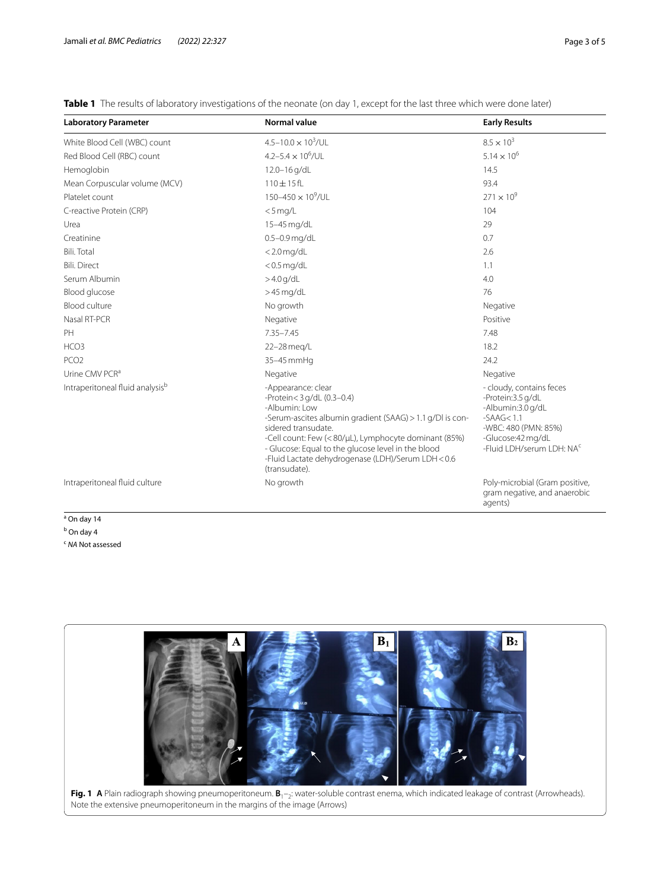**Table 1** The results of laboratory investigations of the neonate (on day 1, except for the last three which were done later)

| Laboratory Parameter | Normal value | Early Results |
|---|---|---|
| White Blood Cell (WBC) count | 4.5–10.0 × $10^3$/UL | 8.5 × $10^3$ |
| Red Blood Cell (RBC) count | 4.2–5.4 × $10^6$/UL | 5.14 × $10^6$ |
| Hemoglobin | 12.0–16 g/dL | 14.5 |
| Mean Corpuscular volume (MCV) | 110 ± 15 fL | 93.4 |
| Platelet count | 150–450 × $10^9$/UL | 271 × $10^9$ |
| C-reactive Protein (CRP) | < 5 mg/L | 104 |
| Urea | 15–45 mg/dL | 29 |
| Creatinine | 0.5–0.9 mg/dL | 0.7 |
| Bili. Total | < 2.0 mg/dL | 2.6 |
| Bili. Direct | < 0.5 mg/dL | 1.1 |
| Serum Albumin | > 4.0 g/dL | 4.0 |
| Blood glucose | > 45 mg/dL | 76 |
| Blood culture | No growth | Negative |
| Nasal RT-PCR | Negative | Positive |
| PH | 7.35–7.45 | 7.48 |
| HCO3 | 22–28 meq/L | 18.2 |
| PCO2 | 35–45 mmHg | 24.2 |
| Urine CMV PCR[a] | Negative | Negative |
| Intraperitoneal fluid analysis[b] | -Appearance: clear<br>-Protein < 3 g/dL (0.3–0.4)<br>-Albumin: Low<br>-Serum-ascites albumin gradient (SAAG) > 1.1 g/Dl is considered transudate.<br>-Cell count: Few (< 80/μL), Lymphocyte dominant (85%)<br>- Glucose: Equal to the glucose level in the blood<br>-Fluid Lactate dehydrogenase (LDH)/Serum LDH < 0.6 (transudate). | - cloudy, contains feces<br>-Protein:3.5 g/dL<br>-Albumin:3.0 g/dL<br>-SAAG < 1.1<br>-WBC: 480 (PMN: 85%)<br>-Glucose:42 mg/dL<br>-Fluid LDH/serum LDH: NA[c] |
| Intraperitoneal fluid culture | No growth | Poly-microbial (Gram positive, gram negative, and anaerobic agents) |

[a] On day 14

[b] On day 4

[c] *NA* Not assessed

**Fig. 1** **A** Plain radiograph showing pneumoperitoneum. **B**$_{1-2}$: water-soluble contrast enema, which indicated leakage of contrast (Arrowheads). Note the extensive pneumoperitoneum in the margins of the image (Arrows)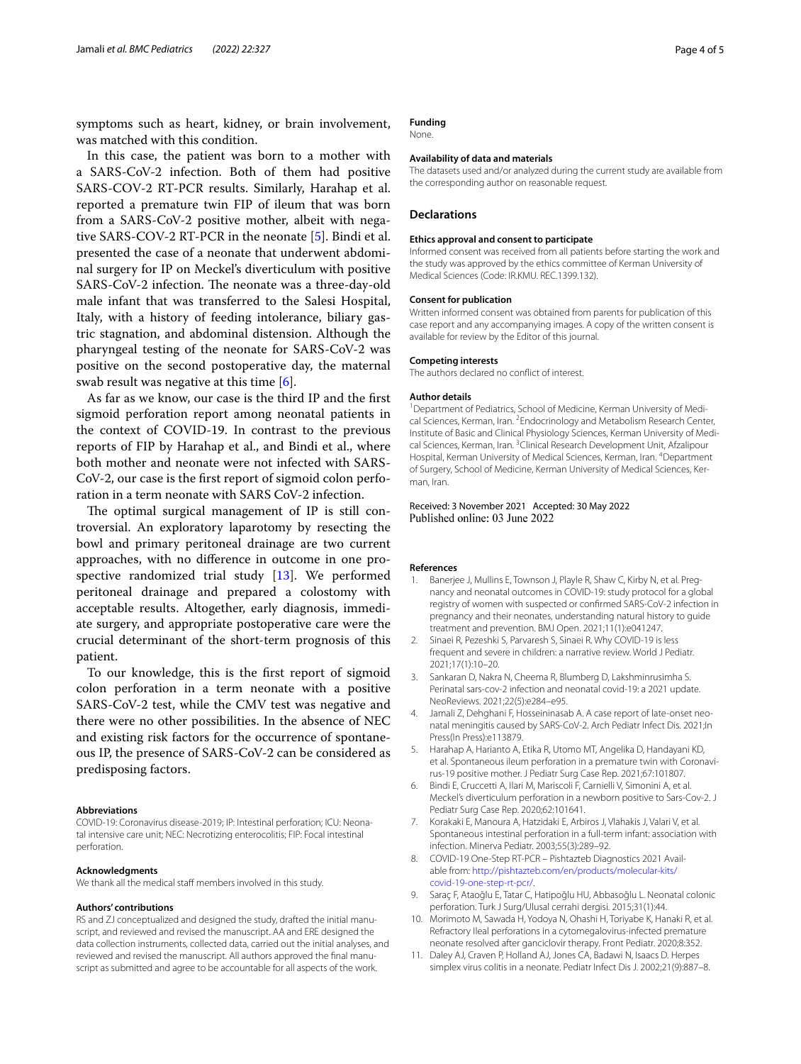symptoms such as heart, kidney, or brain involvement, was matched with this condition.

In this case, the patient was born to a mother with a SARS-CoV-2 infection. Both of them had positive SARS-COV-2 RT-PCR results. Similarly, Harahap et al. reported a premature twin FIP of ileum that was born from a SARS-CoV-2 positive mother, albeit with negative SARS-COV-2 RT-PCR in the neonate [5]. Bindi et al. presented the case of a neonate that underwent abdominal surgery for IP on Meckel's diverticulum with positive SARS-CoV-2 infection. The neonate was a three-day-old male infant that was transferred to the Salesi Hospital, Italy, with a history of feeding intolerance, biliary gastric stagnation, and abdominal distension. Although the pharyngeal testing of the neonate for SARS-CoV-2 was positive on the second postoperative day, the maternal swab result was negative at this time [6].

As far as we know, our case is the third IP and the first sigmoid perforation report among neonatal patients in the context of COVID-19. In contrast to the previous reports of FIP by Harahap et al., and Bindi et al., where both mother and neonate were not infected with SARS-CoV-2, our case is the first report of sigmoid colon perforation in a term neonate with SARS CoV-2 infection.

The optimal surgical management of IP is still controversial. An exploratory laparotomy by resecting the bowl and primary peritoneal drainage are two current approaches, with no difference in outcome in one prospective randomized trial study [13]. We performed peritoneal drainage and prepared a colostomy with acceptable results. Altogether, early diagnosis, immediate surgery, and appropriate postoperative care were the crucial determinant of the short-term prognosis of this patient.

To our knowledge, this is the first report of sigmoid colon perforation in a term neonate with a positive SARS-CoV-2 test, while the CMV test was negative and there were no other possibilities. In the absence of NEC and existing risk factors for the occurrence of spontaneous IP, the presence of SARS-CoV-2 can be considered as predisposing factors.

#### Abbreviations

COVID-19: Coronavirus disease-2019; IP: Intestinal perforation; ICU: Neonatal intensive care unit; NEC: Necrotizing enterocolitis; FIP: Focal intestinal perforation.

#### Acknowledgments

We thank all the medical staff members involved in this study.

#### Authors' contributions

RS and ZJ conceptualized and designed the study, drafted the initial manuscript, and reviewed and revised the manuscript. AA and ERE designed the data collection instruments, collected data, carried out the initial analyses, and reviewed and revised the manuscript. All authors approved the final manuscript as submitted and agree to be accountable for all aspects of the work.

#### Funding

None.

#### Availability of data and materials

The datasets used and/or analyzed during the current study are available from the corresponding author on reasonable request.

### Declarations

#### Ethics approval and consent to participate

Informed consent was received from all patients before starting the work and the study was approved by the ethics committee of Kerman University of Medical Sciences (Code: IR.KMU. REC.1399.132).

#### Consent for publication

Written informed consent was obtained from parents for publication of this case report and any accompanying images. A copy of the written consent is available for review by the Editor of this journal.

#### Competing interests

The authors declared no conflict of interest.

#### Author details

[1]Department of Pediatrics, School of Medicine, Kerman University of Medical Sciences, Kerman, Iran. [2]Endocrinology and Metabolism Research Center, Institute of Basic and Clinical Physiology Sciences, Kerman University of Medical Sciences, Kerman, Iran. [3]Clinical Research Development Unit, Afzalipour Hospital, Kerman University of Medical Sciences, Kerman, Iran. [4]Department of Surgery, School of Medicine, Kerman University of Medical Sciences, Kerman, Iran.

Received: 3 November 2021 Accepted: 30 May 2022
Published online: 03 June 2022

#### References

1. Banerjee J, Mullins E, Townson J, Playle R, Shaw C, Kirby N, et al. Pregnancy and neonatal outcomes in COVID-19: study protocol for a global registry of women with suspected or confirmed SARS-CoV-2 infection in pregnancy and their neonates, understanding natural history to guide treatment and prevention. BMJ Open. 2021;11(1):e041247.
2. Sinaei R, Pezeshki S, Parvaresh S, Sinaei R. Why COVID-19 is less frequent and severe in children: a narrative review. World J Pediatr. 2021;17(1):10–20.
3. Sankaran D, Nakra N, Cheema R, Blumberg D, Lakshminrusimha S. Perinatal sars-cov-2 infection and neonatal covid-19: a 2021 update. NeoReviews. 2021;22(5):e284–e95.
4. Jamali Z, Dehghani F, Hosseininasab A. A case report of late-onset neonatal meningitis caused by SARS-CoV-2. Arch Pediatr Infect Dis. 2021;In Press(In Press):e113879.
5. Harahap A, Harianto A, Etika R, Utomo MT, Angelika D, Handayani KD, et al. Spontaneous ileum perforation in a premature twin with Coronavirus-19 positive mother. J Pediatr Surg Case Rep. 2021;67:101807.
6. Bindi E, Cruccetti A, Ilari M, Mariscoli F, Carnielli V, Simonini A, et al. Meckel's diverticulum perforation in a newborn positive to Sars-Cov-2. J Pediatr Surg Case Rep. 2020;62:101641.
7. Korakaki E, Manoura A, Hatzidaki E, Arbiros J, Vlahakis J, Valari V, et al. Spontaneous intestinal perforation in a full-term infant: association with infection. Minerva Pediatr. 2003;55(3):289–92.
8. COVID-19 One-Step RT-PCR – Pishtazteb Diagnostics 2021 Available from: http://pishtazteb.com/en/products/molecular-kits/covid-19-one-step-rt-pcr/.
9. Saraç F, Ataoğlu E, Tatar C, Hatipoğlu HU, Abbasoğlu L. Neonatal colonic perforation. Turk J Surg/Ulusal cerrahi dergisi. 2015;31(1):44.
10. Morimoto M, Sawada H, Yodoya N, Ohashi H, Toriyabe K, Hanaki R, et al. Refractory Ileal perforations in a cytomegalovirus-infected premature neonate resolved after ganciclovir therapy. Front Pediatr. 2020;8:352.
11. Daley AJ, Craven P, Holland AJ, Jones CA, Badawi N, Isaacs D. Herpes simplex virus colitis in a neonate. Pediatr Infect Dis J. 2002;21(9):887–8.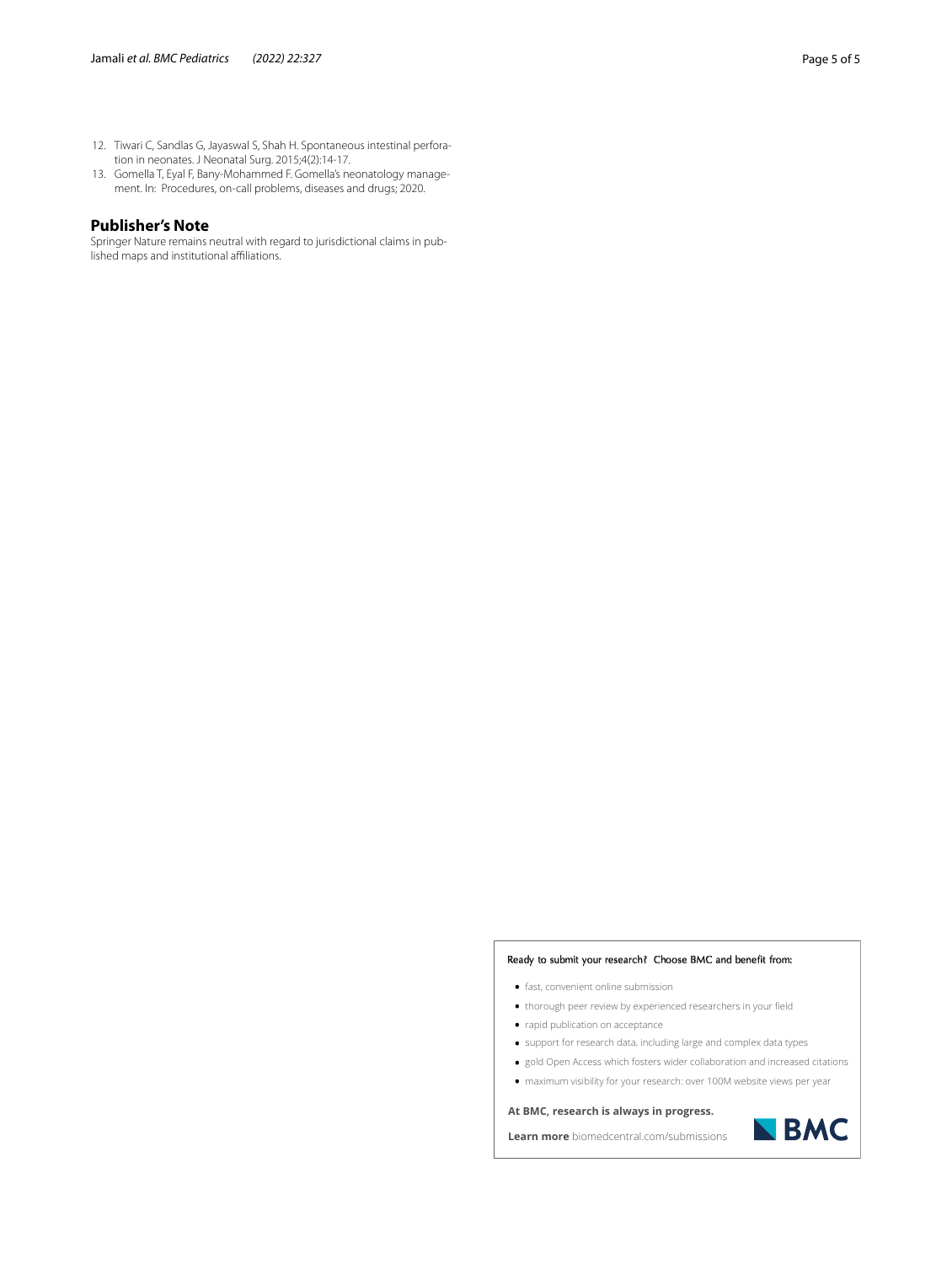12. Tiwari C, Sandlas G, Jayaswal S, Shah H. Spontaneous intestinal perforation in neonates. J Neonatal Surg. 2015;4(2):14-17.
13. Gomella T, Eyal F, Bany-Mohammed F. Gomella's neonatology management. In: Procedures, on-call problems, diseases and drugs; 2020.

## Publisher's Note

Springer Nature remains neutral with regard to jurisdictional claims in published maps and institutional affiliations.

Ready to submit your research? Choose BMC and benefit from:

- fast, convenient online submission
- thorough peer review by experienced researchers in your field
- rapid publication on acceptance
- support for research data, including large and complex data types
- gold Open Access which fosters wider collaboration and increased citations
- maximum visibility for your research: over 100M website views per year

**At BMC, research is always in progress.**

**Learn more** biomedcentral.com/submissions

BMC